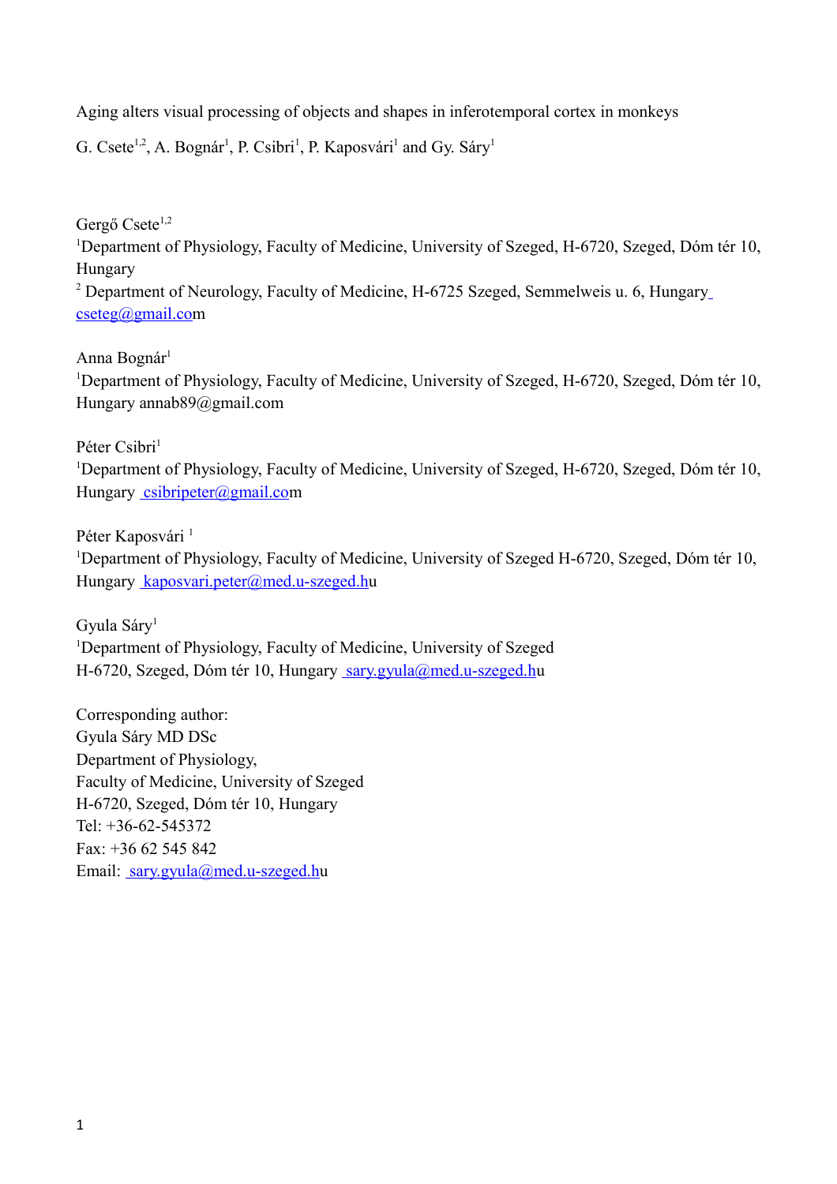# Aging alters visual processing of objects and shapes in inferotemporal cortex in monkeys

G. Csete[1,2], A. Bognár[1], P. Csibri[1], P. Kaposvári[1] and Gy. Sáry[1]

Gergő Csete[1,2]
[1]Department of Physiology, Faculty of Medicine, University of Szeged, H-6720, Szeged, Dóm tér 10, Hungary
[2] Department of Neurology, Faculty of Medicine, H-6725 Szeged, Semmelweis u. 6, Hungary
cseteg@gmail.com

Anna Bognár[1]
[1]Department of Physiology, Faculty of Medicine, University of Szeged, H-6720, Szeged, Dóm tér 10, Hungary annab89@gmail.com

Péter Csibri[1]
[1]Department of Physiology, Faculty of Medicine, University of Szeged, H-6720, Szeged, Dóm tér 10, Hungary csibripeter@gmail.com

Péter Kaposvári [1]
[1]Department of Physiology, Faculty of Medicine, University of Szeged H-6720, Szeged, Dóm tér 10, Hungary kaposvari.peter@med.u-szeged.hu

Gyula Sáry[1]
[1]Department of Physiology, Faculty of Medicine, University of Szeged
H-6720, Szeged, Dóm tér 10, Hungary sary.gyula@med.u-szeged.hu

Corresponding author:
Gyula Sáry MD DSc
Department of Physiology,
Faculty of Medicine, University of Szeged
H-6720, Szeged, Dóm tér 10, Hungary
Tel: +36-62-545372
Fax: +36 62 545 842
Email: sary.gyula@med.u-szeged.hu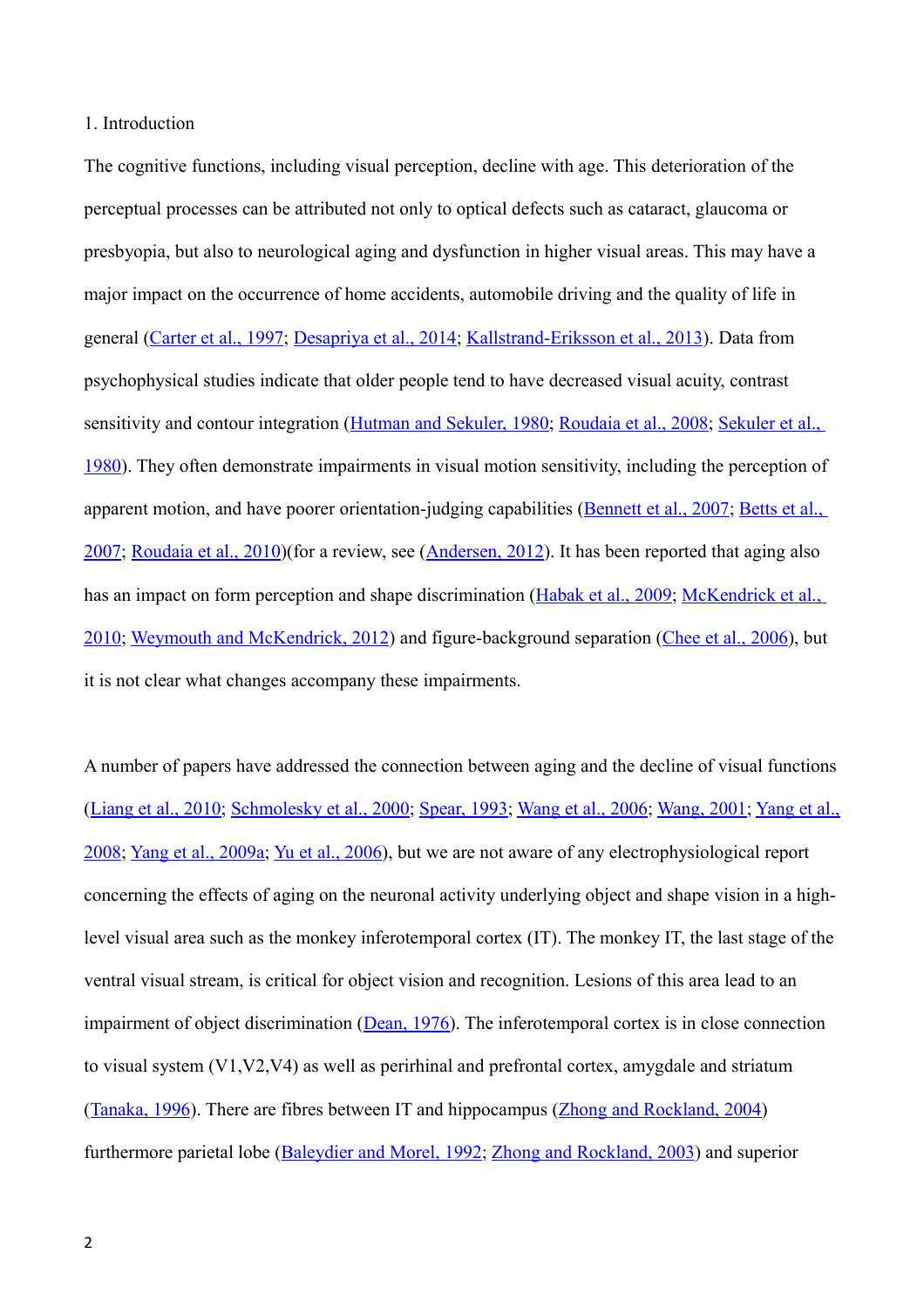## 1. Introduction

The cognitive functions, including visual perception, decline with age. This deterioration of the perceptual processes can be attributed not only to optical defects such as cataract, glaucoma or presbyopia, but also to neurological aging and dysfunction in higher visual areas. This may have a major impact on the occurrence of home accidents, automobile driving and the quality of life in general (Carter et al., 1997; Desapriya et al., 2014; Kallstrand-Eriksson et al., 2013). Data from psychophysical studies indicate that older people tend to have decreased visual acuity, contrast sensitivity and contour integration (Hutman and Sekuler, 1980; Roudaia et al., 2008; Sekuler et al., 1980). They often demonstrate impairments in visual motion sensitivity, including the perception of apparent motion, and have poorer orientation-judging capabilities (Bennett et al., 2007; Betts et al., 2007; Roudaia et al., 2010)(for a review, see (Andersen, 2012). It has been reported that aging also has an impact on form perception and shape discrimination (Habak et al., 2009; McKendrick et al., 2010; Weymouth and McKendrick, 2012) and figure-background separation (Chee et al., 2006), but it is not clear what changes accompany these impairments.

A number of papers have addressed the connection between aging and the decline of visual functions (Liang et al., 2010; Schmolesky et al., 2000; Spear, 1993; Wang et al., 2006; Wang, 2001; Yang et al., 2008; Yang et al., 2009a; Yu et al., 2006), but we are not aware of any electrophysiological report concerning the effects of aging on the neuronal activity underlying object and shape vision in a high-level visual area such as the monkey inferotemporal cortex (IT). The monkey IT, the last stage of the ventral visual stream, is critical for object vision and recognition. Lesions of this area lead to an impairment of object discrimination (Dean, 1976). The inferotemporal cortex is in close connection to visual system (V1,V2,V4) as well as perirhinal and prefrontal cortex, amygdale and striatum (Tanaka, 1996). There are fibres between IT and hippocampus (Zhong and Rockland, 2004) furthermore parietal lobe (Baleydier and Morel, 1992; Zhong and Rockland, 2003) and superior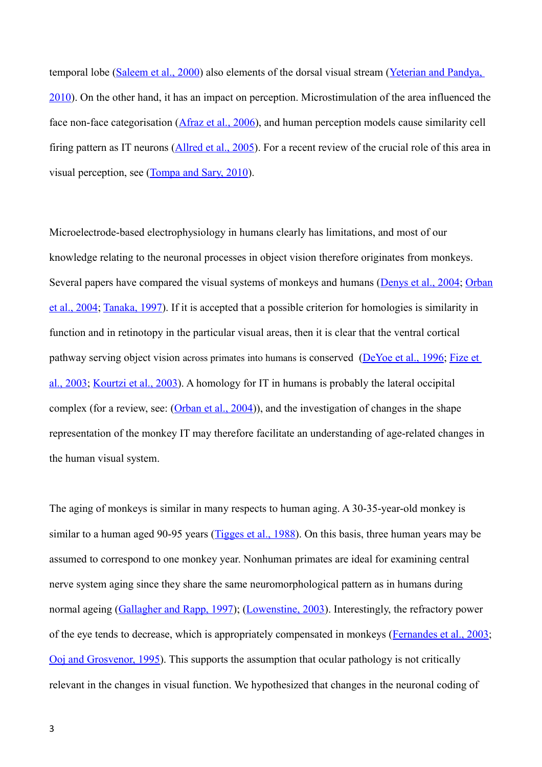temporal lobe (Saleem et al., 2000) also elements of the dorsal visual stream (Yeterian and Pandya, 2010). On the other hand, it has an impact on perception. Microstimulation of the area influenced the face non-face categorisation (Afraz et al., 2006), and human perception models cause similarity cell firing pattern as IT neurons (Allred et al., 2005). For a recent review of the crucial role of this area in visual perception, see (Tompa and Sary, 2010).

Microelectrode-based electrophysiology in humans clearly has limitations, and most of our knowledge relating to the neuronal processes in object vision therefore originates from monkeys. Several papers have compared the visual systems of monkeys and humans (Denys et al., 2004; Orban et al., 2004; Tanaka, 1997). If it is accepted that a possible criterion for homologies is similarity in function and in retinotopy in the particular visual areas, then it is clear that the ventral cortical pathway serving object vision across primates into humans is conserved (DeYoe et al., 1996; Fize et al., 2003; Kourtzi et al., 2003). A homology for IT in humans is probably the lateral occipital complex (for a review, see: (Orban et al., 2004)), and the investigation of changes in the shape representation of the monkey IT may therefore facilitate an understanding of age-related changes in the human visual system.

The aging of monkeys is similar in many respects to human aging. A 30-35-year-old monkey is similar to a human aged 90-95 years (Tigges et al., 1988). On this basis, three human years may be assumed to correspond to one monkey year. Nonhuman primates are ideal for examining central nerve system aging since they share the same neuromorphological pattern as in humans during normal ageing (Gallagher and Rapp, 1997); (Lowenstine, 2003). Interestingly, the refractory power of the eye tends to decrease, which is appropriately compensated in monkeys (Fernandes et al., 2003; Ooj and Grosvenor, 1995). This supports the assumption that ocular pathology is not critically relevant in the changes in visual function. We hypothesized that changes in the neuronal coding of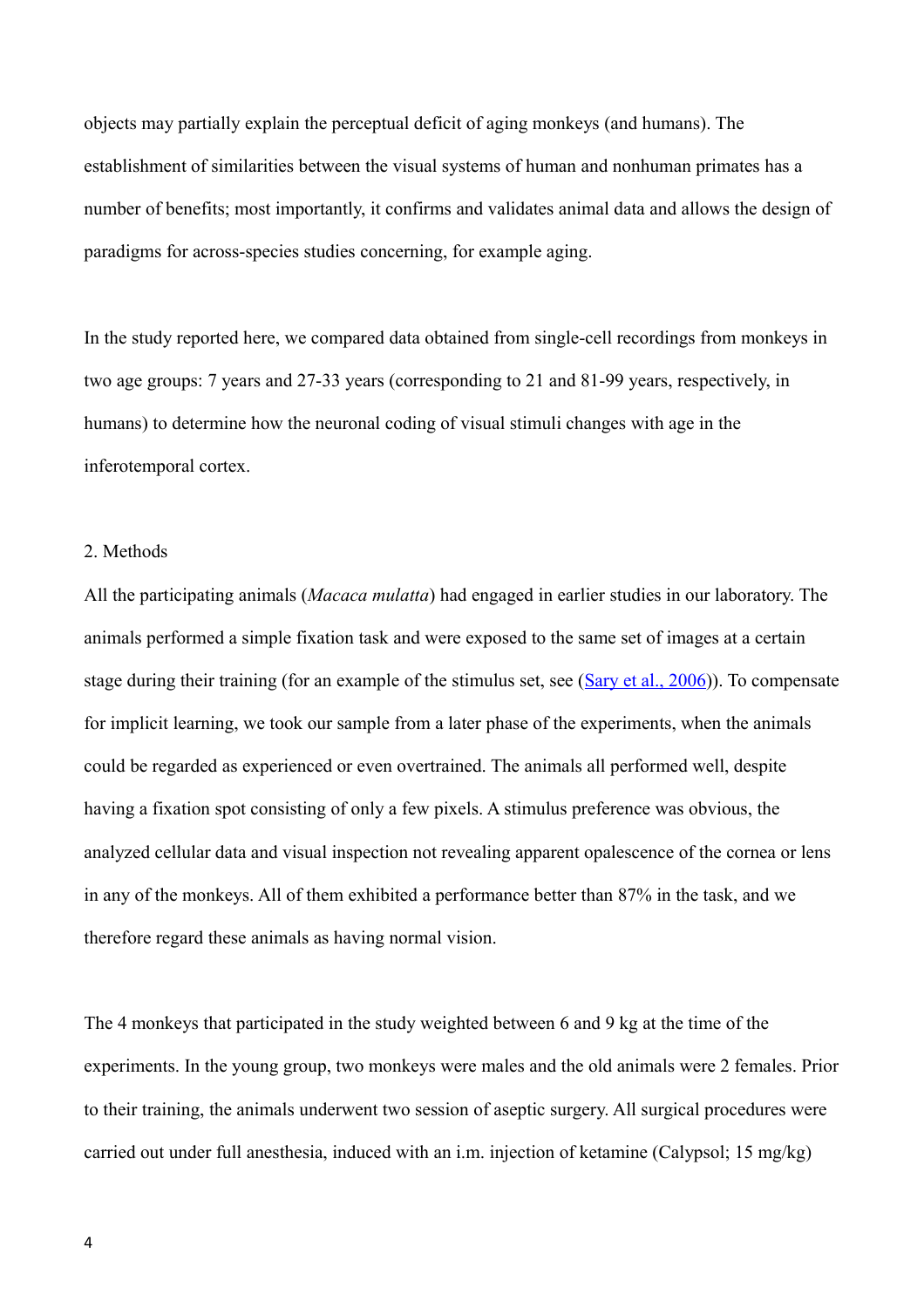objects may partially explain the perceptual deficit of aging monkeys (and humans). The establishment of similarities between the visual systems of human and nonhuman primates has a number of benefits; most importantly, it confirms and validates animal data and allows the design of paradigms for across-species studies concerning, for example aging.

In the study reported here, we compared data obtained from single-cell recordings from monkeys in two age groups: 7 years and 27-33 years (corresponding to 21 and 81-99 years, respectively, in humans) to determine how the neuronal coding of visual stimuli changes with age in the inferotemporal cortex.

## 2. Methods

All the participating animals (*Macaca mulatta*) had engaged in earlier studies in our laboratory. The animals performed a simple fixation task and were exposed to the same set of images at a certain stage during their training (for an example of the stimulus set, see (Sary et al., 2006)). To compensate for implicit learning, we took our sample from a later phase of the experiments, when the animals could be regarded as experienced or even overtrained. The animals all performed well, despite having a fixation spot consisting of only a few pixels. A stimulus preference was obvious, the analyzed cellular data and visual inspection not revealing apparent opalescence of the cornea or lens in any of the monkeys. All of them exhibited a performance better than 87% in the task, and we therefore regard these animals as having normal vision.

The 4 monkeys that participated in the study weighted between 6 and 9 kg at the time of the experiments. In the young group, two monkeys were males and the old animals were 2 females. Prior to their training, the animals underwent two session of aseptic surgery. All surgical procedures were carried out under full anesthesia, induced with an i.m. injection of ketamine (Calypsol; 15 mg/kg)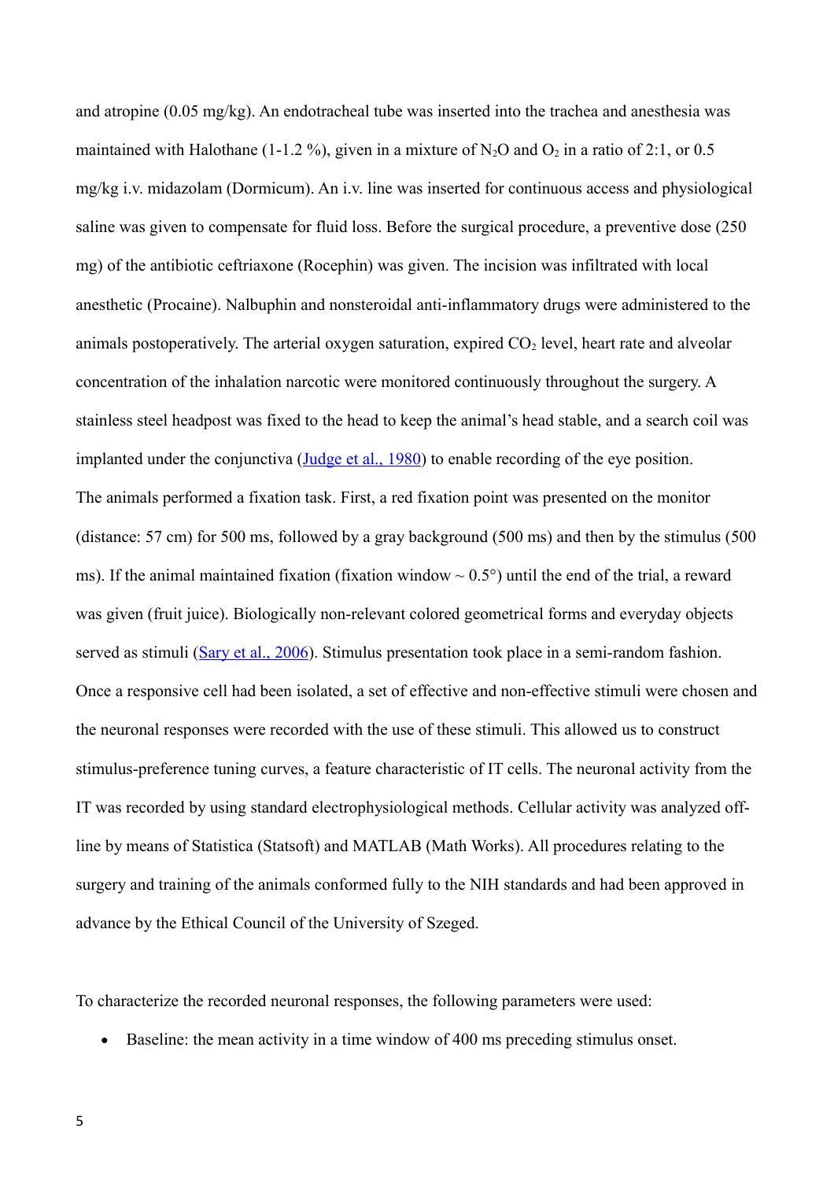and atropine (0.05 mg/kg). An endotracheal tube was inserted into the trachea and anesthesia was maintained with Halothane (1-1.2 %), given in a mixture of $N_2O$ and $O_2$ in a ratio of 2:1, or 0.5 mg/kg i.v. midazolam (Dormicum). An i.v. line was inserted for continuous access and physiological saline was given to compensate for fluid loss. Before the surgical procedure, a preventive dose (250 mg) of the antibiotic ceftriaxone (Rocephin) was given. The incision was infiltrated with local anesthetic (Procaine). Nalbuphin and nonsteroidal anti-inflammatory drugs were administered to the animals postoperatively. The arterial oxygen saturation, expired $CO_2$ level, heart rate and alveolar concentration of the inhalation narcotic were monitored continuously throughout the surgery. A stainless steel headpost was fixed to the head to keep the animal's head stable, and a search coil was implanted under the conjunctiva (Judge et al., 1980) to enable recording of the eye position.

The animals performed a fixation task. First, a red fixation point was presented on the monitor (distance: 57 cm) for 500 ms, followed by a gray background (500 ms) and then by the stimulus (500 ms). If the animal maintained fixation (fixation window ~ 0.5°) until the end of the trial, a reward was given (fruit juice). Biologically non-relevant colored geometrical forms and everyday objects served as stimuli (Sary et al., 2006). Stimulus presentation took place in a semi-random fashion. Once a responsive cell had been isolated, a set of effective and non-effective stimuli were chosen and the neuronal responses were recorded with the use of these stimuli. This allowed us to construct stimulus-preference tuning curves, a feature characteristic of IT cells. The neuronal activity from the IT was recorded by using standard electrophysiological methods. Cellular activity was analyzed off-line by means of Statistica (Statsoft) and MATLAB (Math Works). All procedures relating to the surgery and training of the animals conformed fully to the NIH standards and had been approved in advance by the Ethical Council of the University of Szeged.

To characterize the recorded neuronal responses, the following parameters were used:

- Baseline: the mean activity in a time window of 400 ms preceding stimulus onset.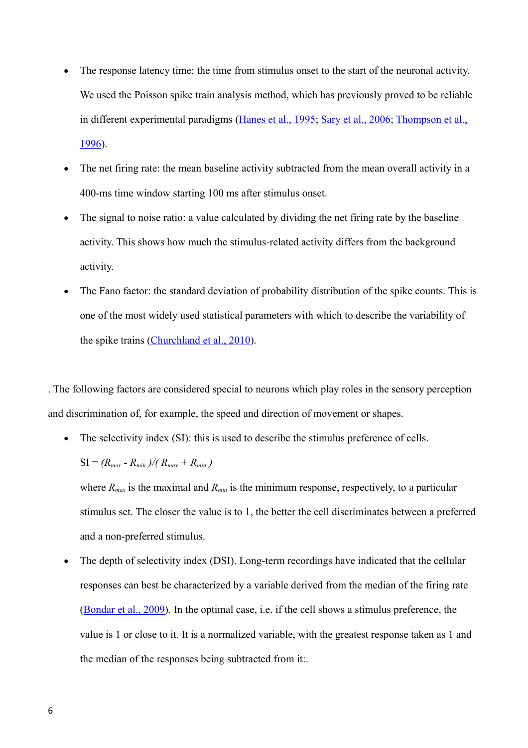- The response latency time: the time from stimulus onset to the start of the neuronal activity. We used the Poisson spike train analysis method, which has previously proved to be reliable in different experimental paradigms (Hanes et al., 1995; Sary et al., 2006; Thompson et al., 1996).
- The net firing rate: the mean baseline activity subtracted from the mean overall activity in a 400-ms time window starting 100 ms after stimulus onset.
- The signal to noise ratio: a value calculated by dividing the net firing rate by the baseline activity. This shows how much the stimulus-related activity differs from the background activity.
- The Fano factor: the standard deviation of probability distribution of the spike counts. This is one of the most widely used statistical parameters with which to describe the variability of the spike trains (Churchland et al., 2010).

. The following factors are considered special to neurons which play roles in the sensory perception and discrimination of, for example, the speed and direction of movement or shapes.

- The selectivity index (SI): this is used to describe the stimulus preference of cells.

  SI = $(R_{max} - R_{min})/(R_{max} + R_{min})$

  where $R_{max}$ is the maximal and $R_{min}$ is the minimum response, respectively, to a particular stimulus set. The closer the value is to 1, the better the cell discriminates between a preferred and a non-preferred stimulus.
- The depth of selectivity index (DSI). Long-term recordings have indicated that the cellular responses can best be characterized by a variable derived from the median of the firing rate (Bondar et al., 2009). In the optimal case, i.e. if the cell shows a stimulus preference, the value is 1 or close to it. It is a normalized variable, with the greatest response taken as 1 and the median of the responses being subtracted from it:.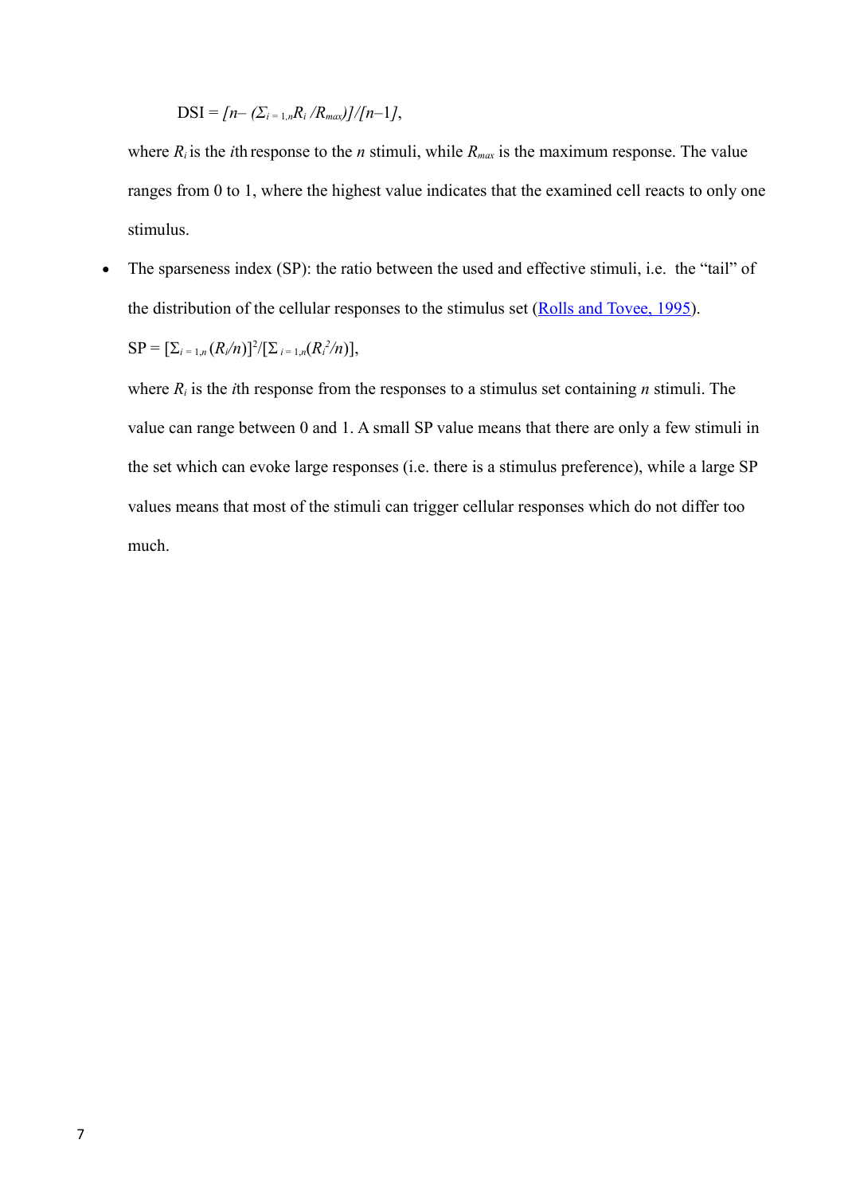$$\text{DSI} = [n - (\Sigma_{i=1,n} R_i / R_{max})]/[n-1],$$

where $R_i$ is the $i$th response to the $n$ stimuli, while $R_{max}$ is the maximum response. The value ranges from 0 to 1, where the highest value indicates that the examined cell reacts to only one stimulus.

- The sparseness index (SP): the ratio between the used and effective stimuli, i.e. the "tail" of the distribution of the cellular responses to the stimulus set (Rolls and Tovee, 1995).

  $$\text{SP} = [\Sigma_{i=1,n} (R_i/n)]^2/[\Sigma_{i=1,n}(R_i^2/n)],$$

  where $R_i$ is the $i$th response from the responses to a stimulus set containing $n$ stimuli. The value can range between 0 and 1. A small SP value means that there are only a few stimuli in the set which can evoke large responses (i.e. there is a stimulus preference), while a large SP values means that most of the stimuli can trigger cellular responses which do not differ too much.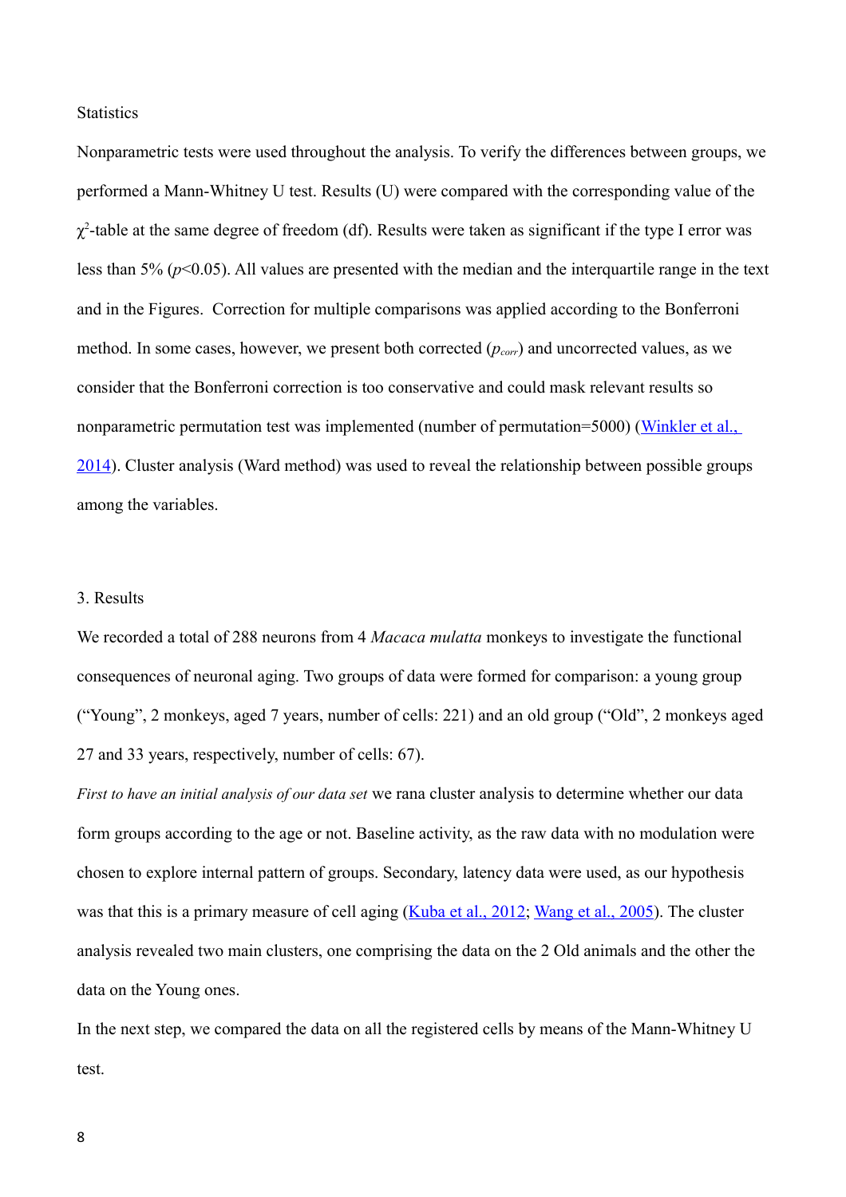Statistics

Nonparametric tests were used throughout the analysis. To verify the differences between groups, we performed a Mann-Whitney U test. Results (U) were compared with the corresponding value of the $\chi^2$-table at the same degree of freedom (df). Results were taken as significant if the type I error was less than 5% ($p$<0.05). All values are presented with the median and the interquartile range in the text and in the Figures. Correction for multiple comparisons was applied according to the Bonferroni method. In some cases, however, we present both corrected ($p_{corr}$) and uncorrected values, as we consider that the Bonferroni correction is too conservative and could mask relevant results so nonparametric permutation test was implemented (number of permutation=5000) (Winkler et al., 2014). Cluster analysis (Ward method) was used to reveal the relationship between possible groups among the variables.

## 3. Results

We recorded a total of 288 neurons from 4 *Macaca mulatta* monkeys to investigate the functional consequences of neuronal aging. Two groups of data were formed for comparison: a young group ("Young", 2 monkeys, aged 7 years, number of cells: 221) and an old group ("Old", 2 monkeys aged 27 and 33 years, respectively, number of cells: 67).

*First to have an initial analysis of our data set* we rana cluster analysis to determine whether our data form groups according to the age or not. Baseline activity, as the raw data with no modulation were chosen to explore internal pattern of groups. Secondary, latency data were used, as our hypothesis was that this is a primary measure of cell aging (Kuba et al., 2012; Wang et al., 2005). The cluster analysis revealed two main clusters, one comprising the data on the 2 Old animals and the other the data on the Young ones.

In the next step, we compared the data on all the registered cells by means of the Mann-Whitney U test.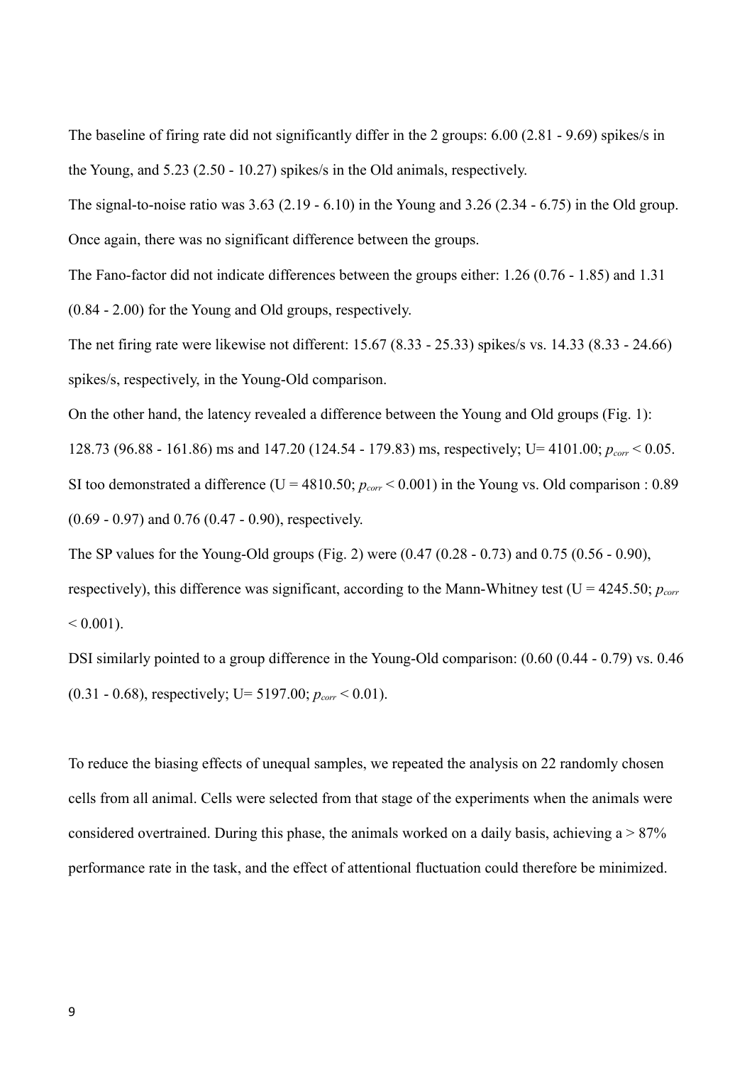The baseline of firing rate did not significantly differ in the 2 groups: 6.00 (2.81 - 9.69) spikes/s in the Young, and 5.23 (2.50 - 10.27) spikes/s in the Old animals, respectively.

The signal-to-noise ratio was 3.63 (2.19 - 6.10) in the Young and 3.26 (2.34 - 6.75) in the Old group. Once again, there was no significant difference between the groups.

The Fano-factor did not indicate differences between the groups either: 1.26 (0.76 - 1.85) and 1.31 (0.84 - 2.00) for the Young and Old groups, respectively.

The net firing rate were likewise not different: 15.67 (8.33 - 25.33) spikes/s vs. 14.33 (8.33 - 24.66) spikes/s, respectively, in the Young-Old comparison.

On the other hand, the latency revealed a difference between the Young and Old groups (Fig. 1): 128.73 (96.88 - 161.86) ms and 147.20 (124.54 - 179.83) ms, respectively; U= 4101.00; $p_{corr} < 0.05$.

SI too demonstrated a difference (U = 4810.50; $p_{corr} < 0.001$) in the Young vs. Old comparison : 0.89 (0.69 - 0.97) and 0.76 (0.47 - 0.90), respectively.

The SP values for the Young-Old groups (Fig. 2) were (0.47 (0.28 - 0.73) and 0.75 (0.56 - 0.90), respectively), this difference was significant, according to the Mann-Whitney test (U = 4245.50; $p_{corr} < 0.001$).

DSI similarly pointed to a group difference in the Young-Old comparison: (0.60 (0.44 - 0.79) vs. 0.46 (0.31 - 0.68), respectively; U= 5197.00; $p_{corr} < 0.01$).

To reduce the biasing effects of unequal samples, we repeated the analysis on 22 randomly chosen cells from all animal. Cells were selected from that stage of the experiments when the animals were considered overtrained. During this phase, the animals worked on a daily basis, achieving a > 87% performance rate in the task, and the effect of attentional fluctuation could therefore be minimized.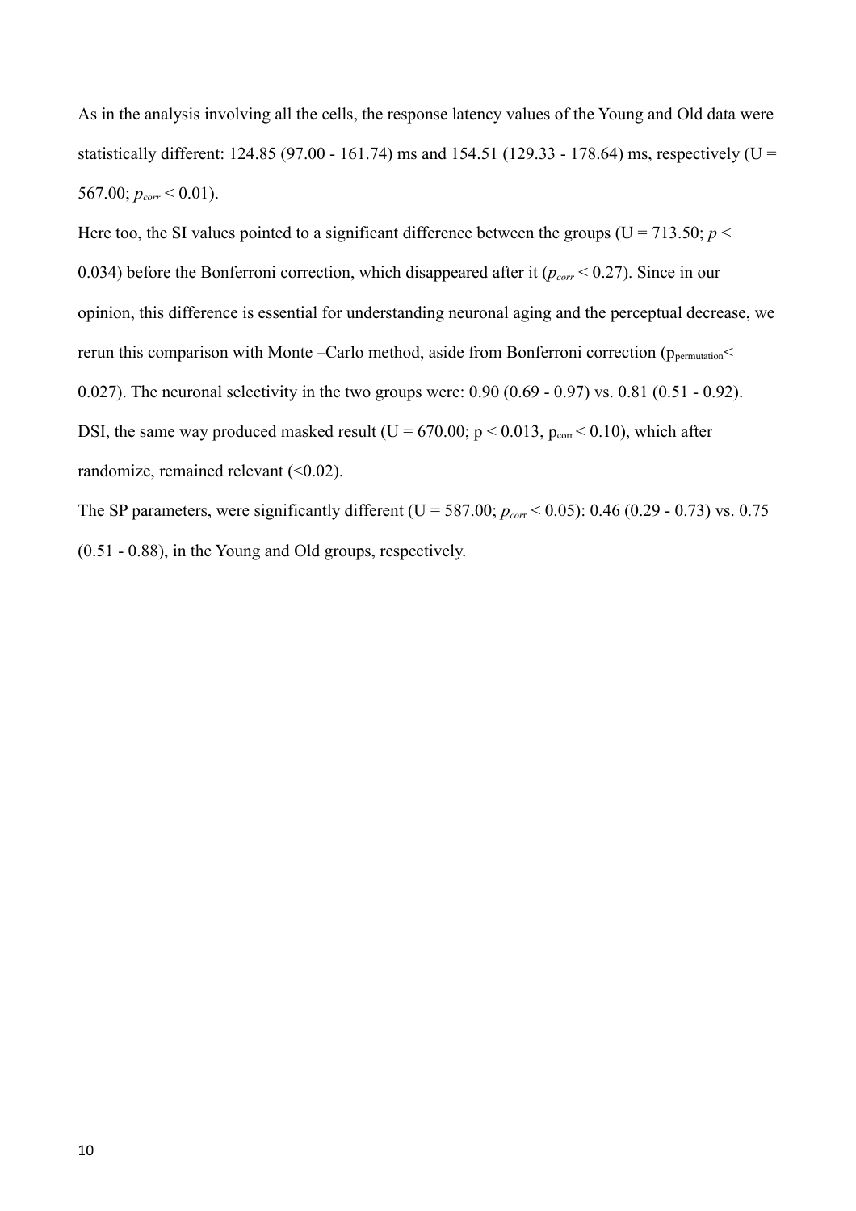As in the analysis involving all the cells, the response latency values of the Young and Old data were statistically different: 124.85 (97.00 - 161.74) ms and 154.51 (129.33 - 178.64) ms, respectively (U = 567.00; $p_{corr} < 0.01$).

Here too, the SI values pointed to a significant difference between the groups (U = 713.50; $p <$ 0.034) before the Bonferroni correction, which disappeared after it ($p_{corr} < 0.27$). Since in our opinion, this difference is essential for understanding neuronal aging and the perceptual decrease, we rerun this comparison with Monte –Carlo method, aside from Bonferroni correction ($p_{permutation} <$ 0.027). The neuronal selectivity in the two groups were: 0.90 (0.69 - 0.97) vs. 0.81 (0.51 - 0.92). DSI, the same way produced masked result (U = 670.00; $p < 0.013$, $p_{corr} < 0.10$), which after randomize, remained relevant (<0.02).

The SP parameters, were significantly different (U = 587.00; $p_{corr} < 0.05$): 0.46 (0.29 - 0.73) vs. 0.75 (0.51 - 0.88), in the Young and Old groups, respectively.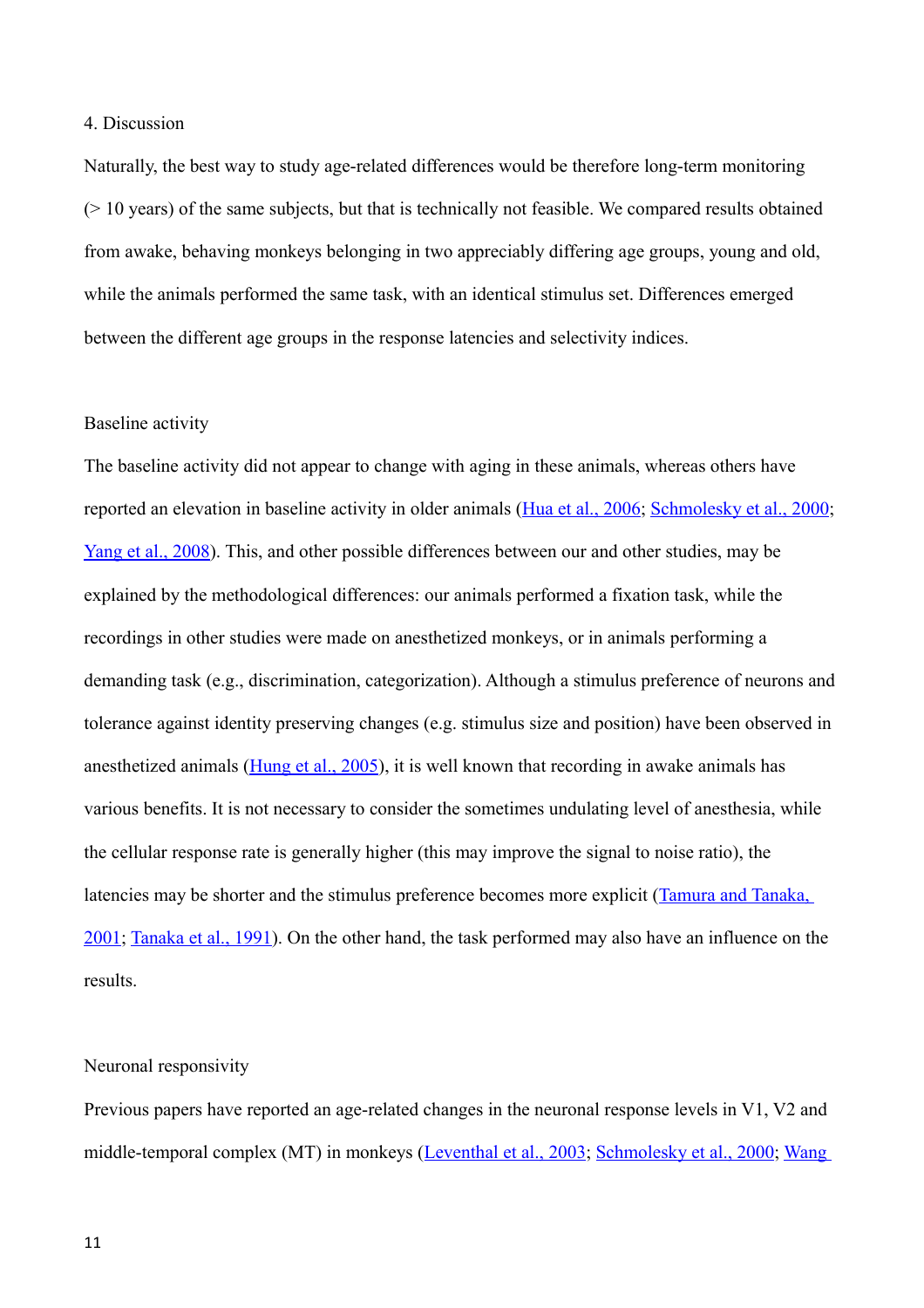## 4. Discussion

Naturally, the best way to study age-related differences would be therefore long-term monitoring (> 10 years) of the same subjects, but that is technically not feasible. We compared results obtained from awake, behaving monkeys belonging in two appreciably differing age groups, young and old, while the animals performed the same task, with an identical stimulus set. Differences emerged between the different age groups in the response latencies and selectivity indices.

### Baseline activity

The baseline activity did not appear to change with aging in these animals, whereas others have reported an elevation in baseline activity in older animals (Hua et al., 2006; Schmolesky et al., 2000; Yang et al., 2008). This, and other possible differences between our and other studies, may be explained by the methodological differences: our animals performed a fixation task, while the recordings in other studies were made on anesthetized monkeys, or in animals performing a demanding task (e.g., discrimination, categorization). Although a stimulus preference of neurons and tolerance against identity preserving changes (e.g. stimulus size and position) have been observed in anesthetized animals (Hung et al., 2005), it is well known that recording in awake animals has various benefits. It is not necessary to consider the sometimes undulating level of anesthesia, while the cellular response rate is generally higher (this may improve the signal to noise ratio), the latencies may be shorter and the stimulus preference becomes more explicit (Tamura and Tanaka, 2001; Tanaka et al., 1991). On the other hand, the task performed may also have an influence on the results.

### Neuronal responsivity

Previous papers have reported an age-related changes in the neuronal response levels in V1, V2 and middle-temporal complex (MT) in monkeys (Leventhal et al., 2003; Schmolesky et al., 2000; Wang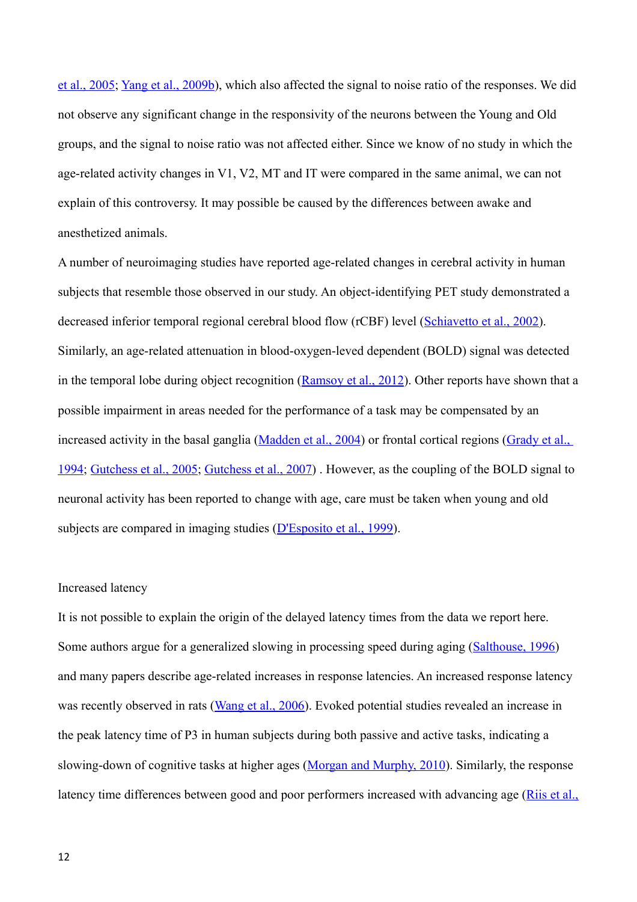et al., 2005; Yang et al., 2009b), which also affected the signal to noise ratio of the responses. We did not observe any significant change in the responsivity of the neurons between the Young and Old groups, and the signal to noise ratio was not affected either. Since we know of no study in which the age-related activity changes in V1, V2, MT and IT were compared in the same animal, we can not explain of this controversy. It may possible be caused by the differences between awake and anesthetized animals.

A number of neuroimaging studies have reported age-related changes in cerebral activity in human subjects that resemble those observed in our study. An object-identifying PET study demonstrated a decreased inferior temporal regional cerebral blood flow (rCBF) level (Schiavetto et al., 2002). Similarly, an age-related attenuation in blood-oxygen-leved dependent (BOLD) signal was detected in the temporal lobe during object recognition (Ramsoy et al., 2012). Other reports have shown that a possible impairment in areas needed for the performance of a task may be compensated by an increased activity in the basal ganglia (Madden et al., 2004) or frontal cortical regions (Grady et al., 1994; Gutchess et al., 2005; Gutchess et al., 2007) . However, as the coupling of the BOLD signal to neuronal activity has been reported to change with age, care must be taken when young and old subjects are compared in imaging studies (D'Esposito et al., 1999).

### Increased latency

It is not possible to explain the origin of the delayed latency times from the data we report here. Some authors argue for a generalized slowing in processing speed during aging (Salthouse, 1996) and many papers describe age-related increases in response latencies. An increased response latency was recently observed in rats (Wang et al., 2006). Evoked potential studies revealed an increase in the peak latency time of P3 in human subjects during both passive and active tasks, indicating a slowing-down of cognitive tasks at higher ages (Morgan and Murphy, 2010). Similarly, the response latency time differences between good and poor performers increased with advancing age (Riis et al.,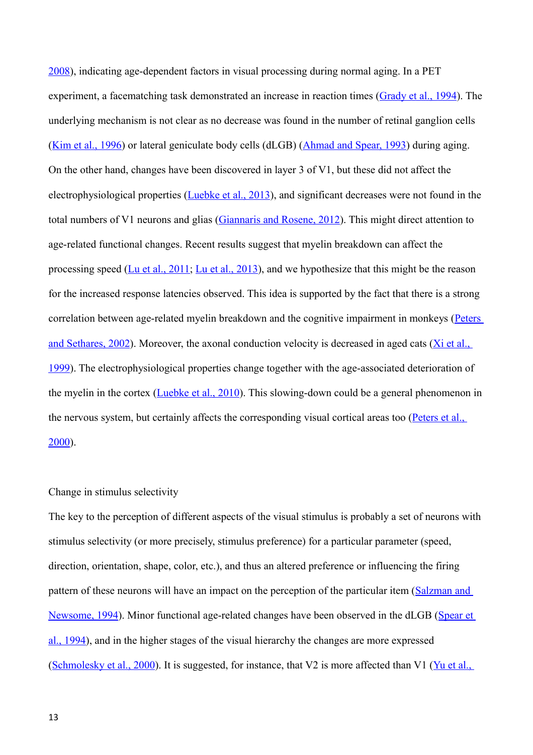2008), indicating age-dependent factors in visual processing during normal aging. In a PET experiment, a facematching task demonstrated an increase in reaction times (Grady et al., 1994). The underlying mechanism is not clear as no decrease was found in the number of retinal ganglion cells (Kim et al., 1996) or lateral geniculate body cells (dLGB) (Ahmad and Spear, 1993) during aging. On the other hand, changes have been discovered in layer 3 of V1, but these did not affect the electrophysiological properties (Luebke et al., 2013), and significant decreases were not found in the total numbers of V1 neurons and glias (Giannaris and Rosene, 2012). This might direct attention to age-related functional changes. Recent results suggest that myelin breakdown can affect the processing speed (Lu et al., 2011; Lu et al., 2013), and we hypothesize that this might be the reason for the increased response latencies observed. This idea is supported by the fact that there is a strong correlation between age-related myelin breakdown and the cognitive impairment in monkeys (Peters and Sethares, 2002). Moreover, the axonal conduction velocity is decreased in aged cats (Xi et al., 1999). The electrophysiological properties change together with the age-associated deterioration of the myelin in the cortex (Luebke et al., 2010). This slowing-down could be a general phenomenon in the nervous system, but certainly affects the corresponding visual cortical areas too (Peters et al., 2000).

## Change in stimulus selectivity

The key to the perception of different aspects of the visual stimulus is probably a set of neurons with stimulus selectivity (or more precisely, stimulus preference) for a particular parameter (speed, direction, orientation, shape, color, etc.), and thus an altered preference or influencing the firing pattern of these neurons will have an impact on the perception of the particular item (Salzman and Newsome, 1994). Minor functional age-related changes have been observed in the dLGB (Spear et al., 1994), and in the higher stages of the visual hierarchy the changes are more expressed (Schmolesky et al., 2000). It is suggested, for instance, that V2 is more affected than V1 (Yu et al.,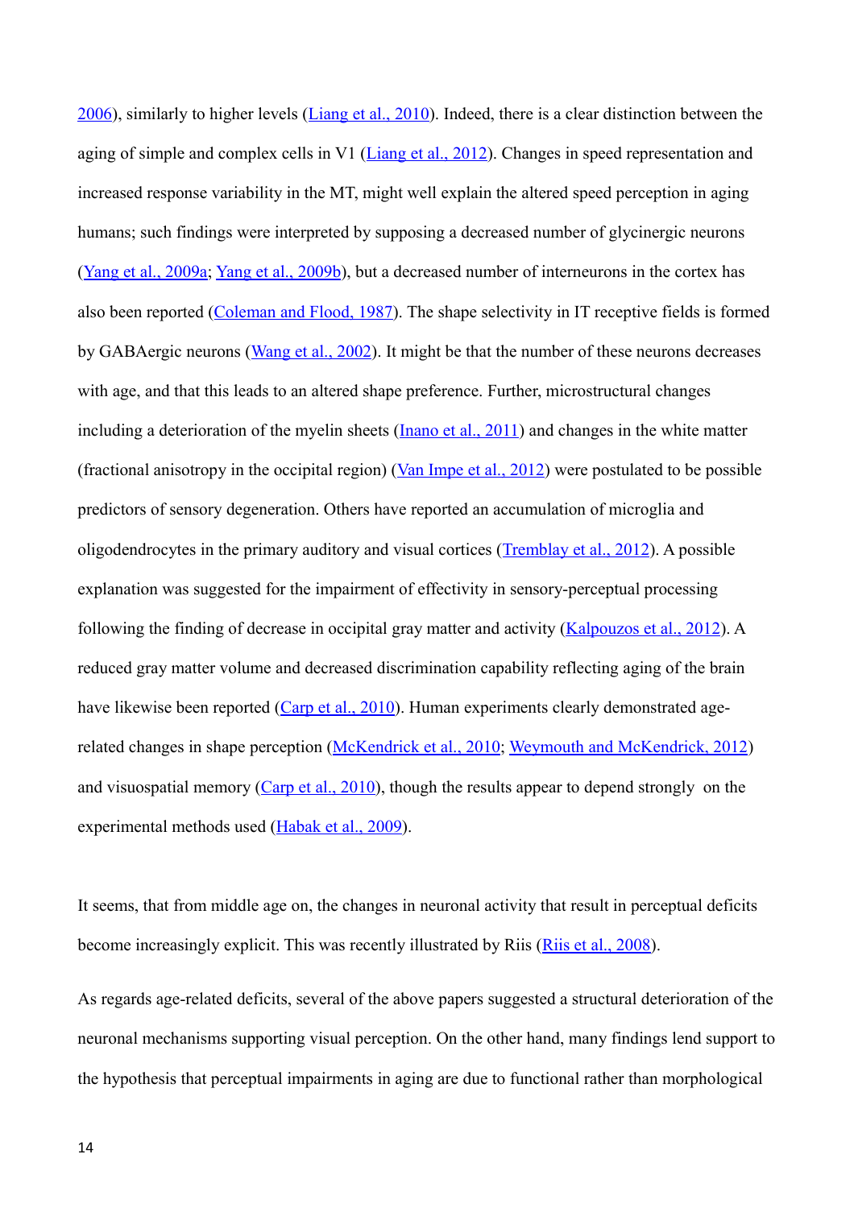2006), similarly to higher levels (Liang et al., 2010). Indeed, there is a clear distinction between the aging of simple and complex cells in V1 (Liang et al., 2012). Changes in speed representation and increased response variability in the MT, might well explain the altered speed perception in aging humans; such findings were interpreted by supposing a decreased number of glycinergic neurons (Yang et al., 2009a; Yang et al., 2009b), but a decreased number of interneurons in the cortex has also been reported (Coleman and Flood, 1987). The shape selectivity in IT receptive fields is formed by GABAergic neurons (Wang et al., 2002). It might be that the number of these neurons decreases with age, and that this leads to an altered shape preference. Further, microstructural changes including a deterioration of the myelin sheets (Inano et al., 2011) and changes in the white matter (fractional anisotropy in the occipital region) (Van Impe et al., 2012) were postulated to be possible predictors of sensory degeneration. Others have reported an accumulation of microglia and oligodendrocytes in the primary auditory and visual cortices (Tremblay et al., 2012). A possible explanation was suggested for the impairment of effectivity in sensory-perceptual processing following the finding of decrease in occipital gray matter and activity (Kalpouzos et al., 2012). A reduced gray matter volume and decreased discrimination capability reflecting aging of the brain have likewise been reported (Carp et al., 2010). Human experiments clearly demonstrated age-related changes in shape perception (McKendrick et al., 2010; Weymouth and McKendrick, 2012) and visuospatial memory (Carp et al., 2010), though the results appear to depend strongly on the experimental methods used (Habak et al., 2009).

It seems, that from middle age on, the changes in neuronal activity that result in perceptual deficits become increasingly explicit. This was recently illustrated by Riis (Riis et al., 2008).

As regards age-related deficits, several of the above papers suggested a structural deterioration of the neuronal mechanisms supporting visual perception. On the other hand, many findings lend support to the hypothesis that perceptual impairments in aging are due to functional rather than morphological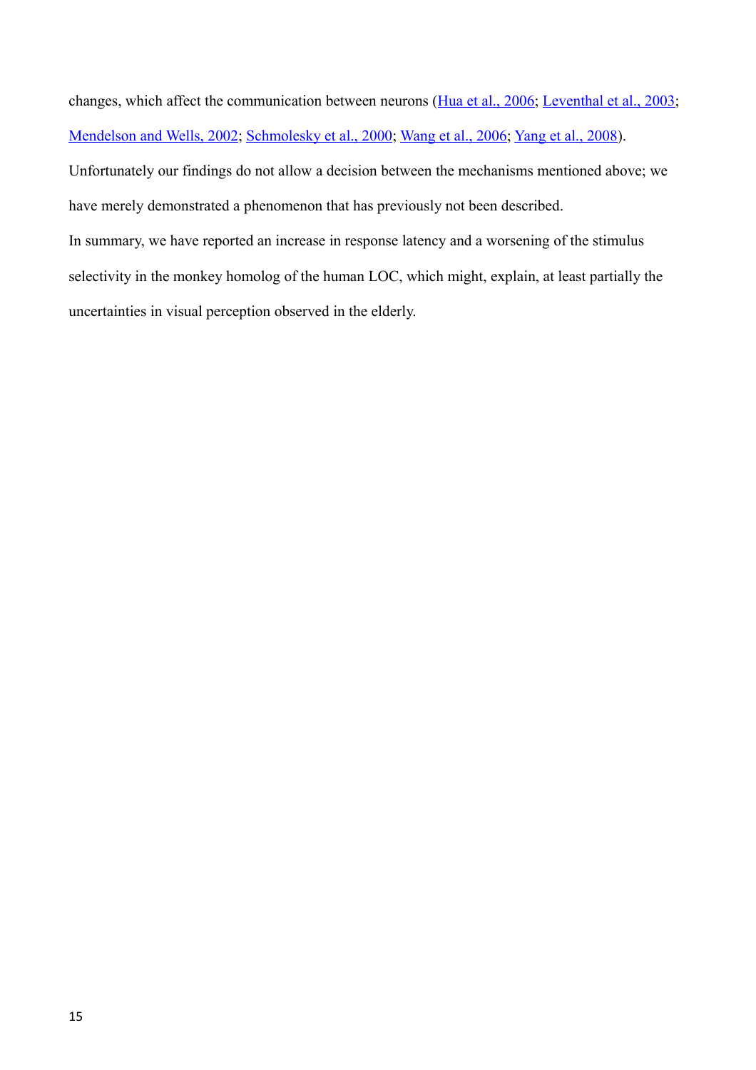changes, which affect the communication between neurons (Hua et al., 2006; Leventhal et al., 2003; Mendelson and Wells, 2002; Schmolesky et al., 2000; Wang et al., 2006; Yang et al., 2008). Unfortunately our findings do not allow a decision between the mechanisms mentioned above; we have merely demonstrated a phenomenon that has previously not been described.

In summary, we have reported an increase in response latency and a worsening of the stimulus selectivity in the monkey homolog of the human LOC, which might, explain, at least partially the uncertainties in visual perception observed in the elderly.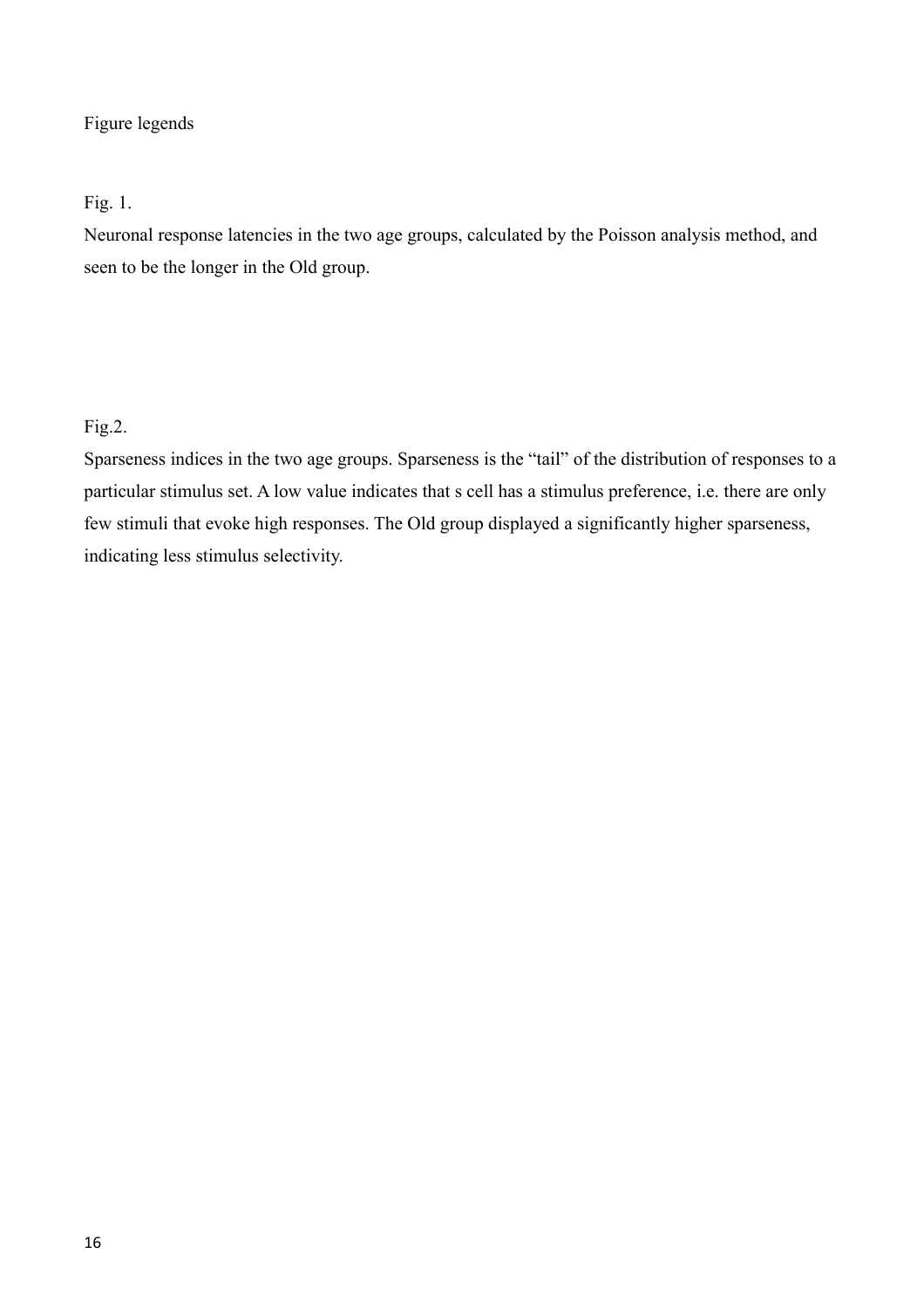Figure legends

Fig. 1.

Neuronal response latencies in the two age groups, calculated by the Poisson analysis method, and seen to be the longer in the Old group.

Fig.2.

Sparseness indices in the two age groups. Sparseness is the "tail" of the distribution of responses to a particular stimulus set. A low value indicates that s cell has a stimulus preference, i.e. there are only few stimuli that evoke high responses. The Old group displayed a significantly higher sparseness, indicating less stimulus selectivity.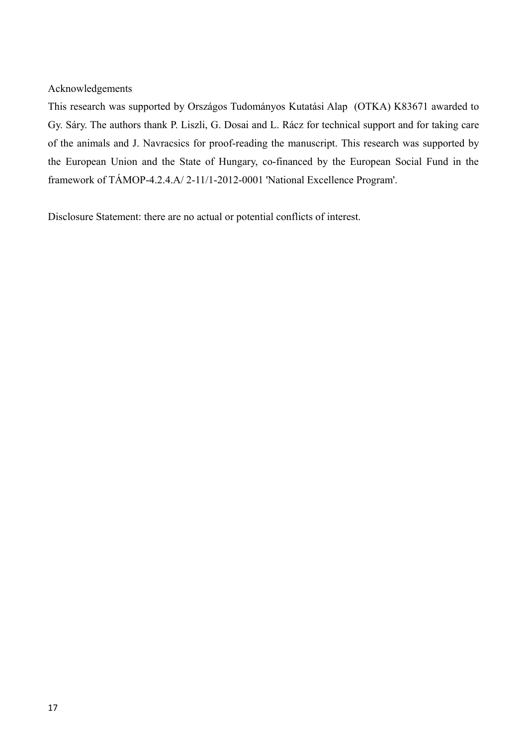## Acknowledgements

This research was supported by Országos Tudományos Kutatási Alap (OTKA) K83671 awarded to Gy. Sáry. The authors thank P. Liszli, G. Dosai and L. Rácz for technical support and for taking care of the animals and J. Navracsics for proof-reading the manuscript. This research was supported by the European Union and the State of Hungary, co-financed by the European Social Fund in the framework of TÁMOP-4.2.4.A/ 2-11/1-2012-0001 'National Excellence Program'.

Disclosure Statement: there are no actual or potential conflicts of interest.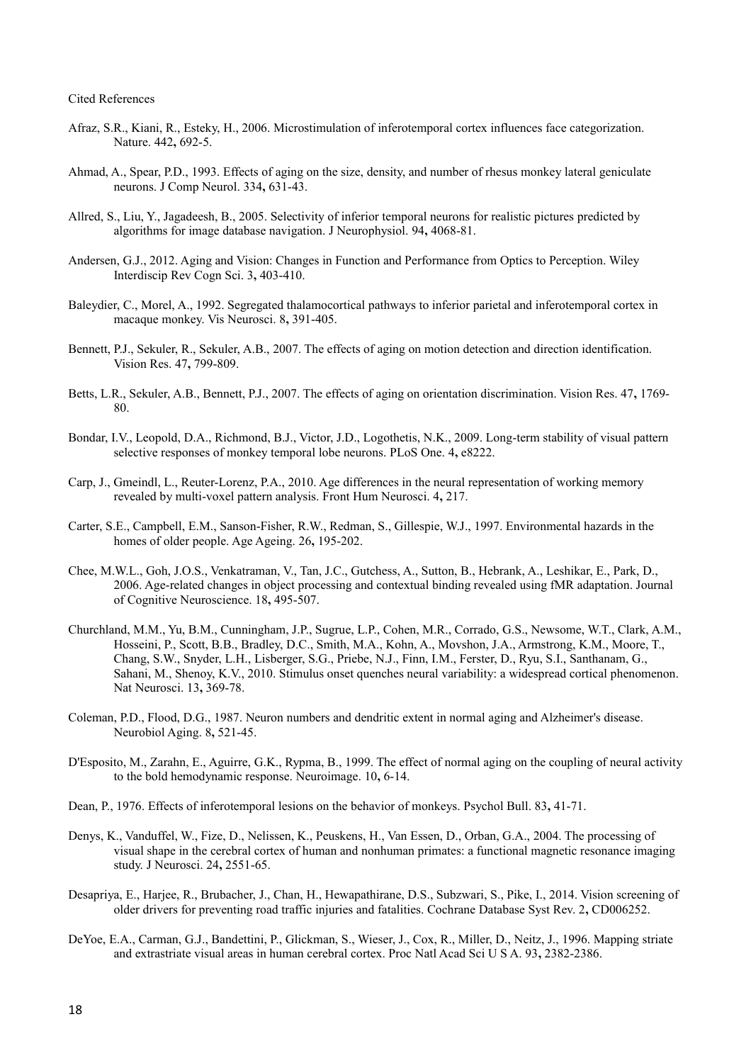Cited References

Afraz, S.R., Kiani, R., Esteky, H., 2006. Microstimulation of inferotemporal cortex influences face categorization. Nature. 442**,** 692-5.

Ahmad, A., Spear, P.D., 1993. Effects of aging on the size, density, and number of rhesus monkey lateral geniculate neurons. J Comp Neurol. 334**,** 631-43.

Allred, S., Liu, Y., Jagadeesh, B., 2005. Selectivity of inferior temporal neurons for realistic pictures predicted by algorithms for image database navigation. J Neurophysiol. 94**,** 4068-81.

Andersen, G.J., 2012. Aging and Vision: Changes in Function and Performance from Optics to Perception. Wiley Interdiscip Rev Cogn Sci. 3**,** 403-410.

Baleydier, C., Morel, A., 1992. Segregated thalamocortical pathways to inferior parietal and inferotemporal cortex in macaque monkey. Vis Neurosci. 8**,** 391-405.

Bennett, P.J., Sekuler, R., Sekuler, A.B., 2007. The effects of aging on motion detection and direction identification. Vision Res. 47**,** 799-809.

Betts, L.R., Sekuler, A.B., Bennett, P.J., 2007. The effects of aging on orientation discrimination. Vision Res. 47**,** 1769-80.

Bondar, I.V., Leopold, D.A., Richmond, B.J., Victor, J.D., Logothetis, N.K., 2009. Long-term stability of visual pattern selective responses of monkey temporal lobe neurons. PLoS One. 4**,** e8222.

Carp, J., Gmeindl, L., Reuter-Lorenz, P.A., 2010. Age differences in the neural representation of working memory revealed by multi-voxel pattern analysis. Front Hum Neurosci. 4**,** 217.

Carter, S.E., Campbell, E.M., Sanson-Fisher, R.W., Redman, S., Gillespie, W.J., 1997. Environmental hazards in the homes of older people. Age Ageing. 26**,** 195-202.

Chee, M.W.L., Goh, J.O.S., Venkatraman, V., Tan, J.C., Gutchess, A., Sutton, B., Hebrank, A., Leshikar, E., Park, D., 2006. Age-related changes in object processing and contextual binding revealed using fMR adaptation. Journal of Cognitive Neuroscience. 18**,** 495-507.

Churchland, M.M., Yu, B.M., Cunningham, J.P., Sugrue, L.P., Cohen, M.R., Corrado, G.S., Newsome, W.T., Clark, A.M., Hosseini, P., Scott, B.B., Bradley, D.C., Smith, M.A., Kohn, A., Movshon, J.A., Armstrong, K.M., Moore, T., Chang, S.W., Snyder, L.H., Lisberger, S.G., Priebe, N.J., Finn, I.M., Ferster, D., Ryu, S.I., Santhanam, G., Sahani, M., Shenoy, K.V., 2010. Stimulus onset quenches neural variability: a widespread cortical phenomenon. Nat Neurosci. 13**,** 369-78.

Coleman, P.D., Flood, D.G., 1987. Neuron numbers and dendritic extent in normal aging and Alzheimer's disease. Neurobiol Aging. 8**,** 521-45.

D'Esposito, M., Zarahn, E., Aguirre, G.K., Rypma, B., 1999. The effect of normal aging on the coupling of neural activity to the bold hemodynamic response. Neuroimage. 10**,** 6-14.

Dean, P., 1976. Effects of inferotemporal lesions on the behavior of monkeys. Psychol Bull. 83**,** 41-71.

Denys, K., Vanduffel, W., Fize, D., Nelissen, K., Peuskens, H., Van Essen, D., Orban, G.A., 2004. The processing of visual shape in the cerebral cortex of human and nonhuman primates: a functional magnetic resonance imaging study. J Neurosci. 24**,** 2551-65.

Desapriya, E., Harjee, R., Brubacher, J., Chan, H., Hewapathirane, D.S., Subzwari, S., Pike, I., 2014. Vision screening of older drivers for preventing road traffic injuries and fatalities. Cochrane Database Syst Rev. 2**,** CD006252.

DeYoe, E.A., Carman, G.J., Bandettini, P., Glickman, S., Wieser, J., Cox, R., Miller, D., Neitz, J., 1996. Mapping striate and extrastriate visual areas in human cerebral cortex. Proc Natl Acad Sci U S A. 93**,** 2382-2386.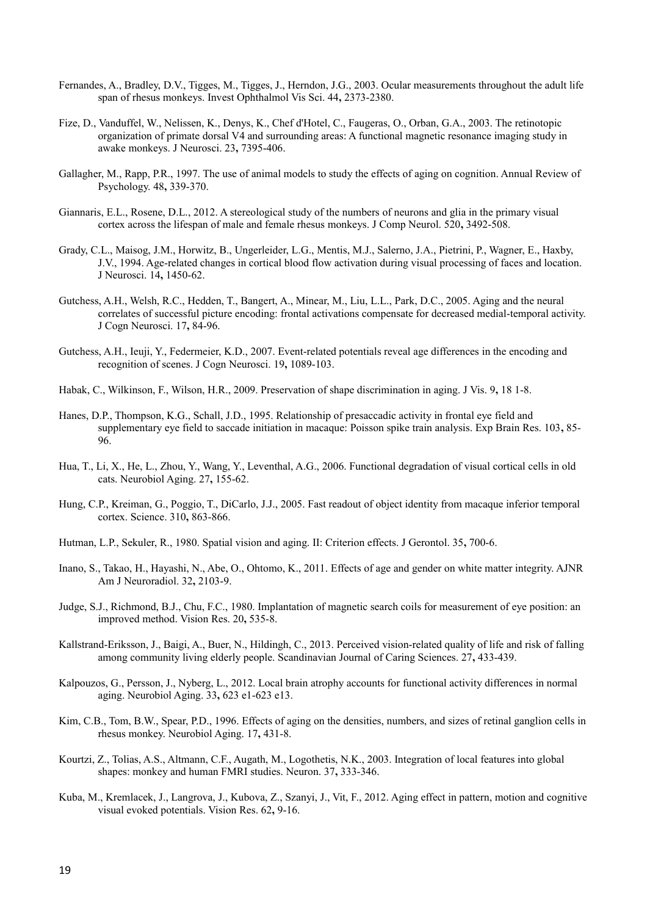Fernandes, A., Bradley, D.V., Tigges, M., Tigges, J., Herndon, J.G., 2003. Ocular measurements throughout the adult life span of rhesus monkeys. Invest Ophthalmol Vis Sci. 44**,** 2373-2380.

Fize, D., Vanduffel, W., Nelissen, K., Denys, K., Chef d'Hotel, C., Faugeras, O., Orban, G.A., 2003. The retinotopic organization of primate dorsal V4 and surrounding areas: A functional magnetic resonance imaging study in awake monkeys. J Neurosci. 23**,** 7395-406.

Gallagher, M., Rapp, P.R., 1997. The use of animal models to study the effects of aging on cognition. Annual Review of Psychology. 48**,** 339-370.

Giannaris, E.L., Rosene, D.L., 2012. A stereological study of the numbers of neurons and glia in the primary visual cortex across the lifespan of male and female rhesus monkeys. J Comp Neurol. 520**,** 3492-508.

Grady, C.L., Maisog, J.M., Horwitz, B., Ungerleider, L.G., Mentis, M.J., Salerno, J.A., Pietrini, P., Wagner, E., Haxby, J.V., 1994. Age-related changes in cortical blood flow activation during visual processing of faces and location. J Neurosci. 14**,** 1450-62.

Gutchess, A.H., Welsh, R.C., Hedden, T., Bangert, A., Minear, M., Liu, L.L., Park, D.C., 2005. Aging and the neural correlates of successful picture encoding: frontal activations compensate for decreased medial-temporal activity. J Cogn Neurosci. 17**,** 84-96.

Gutchess, A.H., Ieuji, Y., Federmeier, K.D., 2007. Event-related potentials reveal age differences in the encoding and recognition of scenes. J Cogn Neurosci. 19**,** 1089-103.

Habak, C., Wilkinson, F., Wilson, H.R., 2009. Preservation of shape discrimination in aging. J Vis. 9**,** 18 1-8.

Hanes, D.P., Thompson, K.G., Schall, J.D., 1995. Relationship of presaccadic activity in frontal eye field and supplementary eye field to saccade initiation in macaque: Poisson spike train analysis. Exp Brain Res. 103**,** 85-96.

Hua, T., Li, X., He, L., Zhou, Y., Wang, Y., Leventhal, A.G., 2006. Functional degradation of visual cortical cells in old cats. Neurobiol Aging. 27**,** 155-62.

Hung, C.P., Kreiman, G., Poggio, T., DiCarlo, J.J., 2005. Fast readout of object identity from macaque inferior temporal cortex. Science. 310**,** 863-866.

Hutman, L.P., Sekuler, R., 1980. Spatial vision and aging. II: Criterion effects. J Gerontol. 35**,** 700-6.

Inano, S., Takao, H., Hayashi, N., Abe, O., Ohtomo, K., 2011. Effects of age and gender on white matter integrity. AJNR Am J Neuroradiol. 32**,** 2103-9.

Judge, S.J., Richmond, B.J., Chu, F.C., 1980. Implantation of magnetic search coils for measurement of eye position: an improved method. Vision Res. 20**,** 535-8.

Kallstrand-Eriksson, J., Baigi, A., Buer, N., Hildingh, C., 2013. Perceived vision-related quality of life and risk of falling among community living elderly people. Scandinavian Journal of Caring Sciences. 27**,** 433-439.

Kalpouzos, G., Persson, J., Nyberg, L., 2012. Local brain atrophy accounts for functional activity differences in normal aging. Neurobiol Aging. 33**,** 623 e1-623 e13.

Kim, C.B., Tom, B.W., Spear, P.D., 1996. Effects of aging on the densities, numbers, and sizes of retinal ganglion cells in rhesus monkey. Neurobiol Aging. 17**,** 431-8.

Kourtzi, Z., Tolias, A.S., Altmann, C.F., Augath, M., Logothetis, N.K., 2003. Integration of local features into global shapes: monkey and human FMRI studies. Neuron. 37**,** 333-346.

Kuba, M., Kremlacek, J., Langrova, J., Kubova, Z., Szanyi, J., Vit, F., 2012. Aging effect in pattern, motion and cognitive visual evoked potentials. Vision Res. 62**,** 9-16.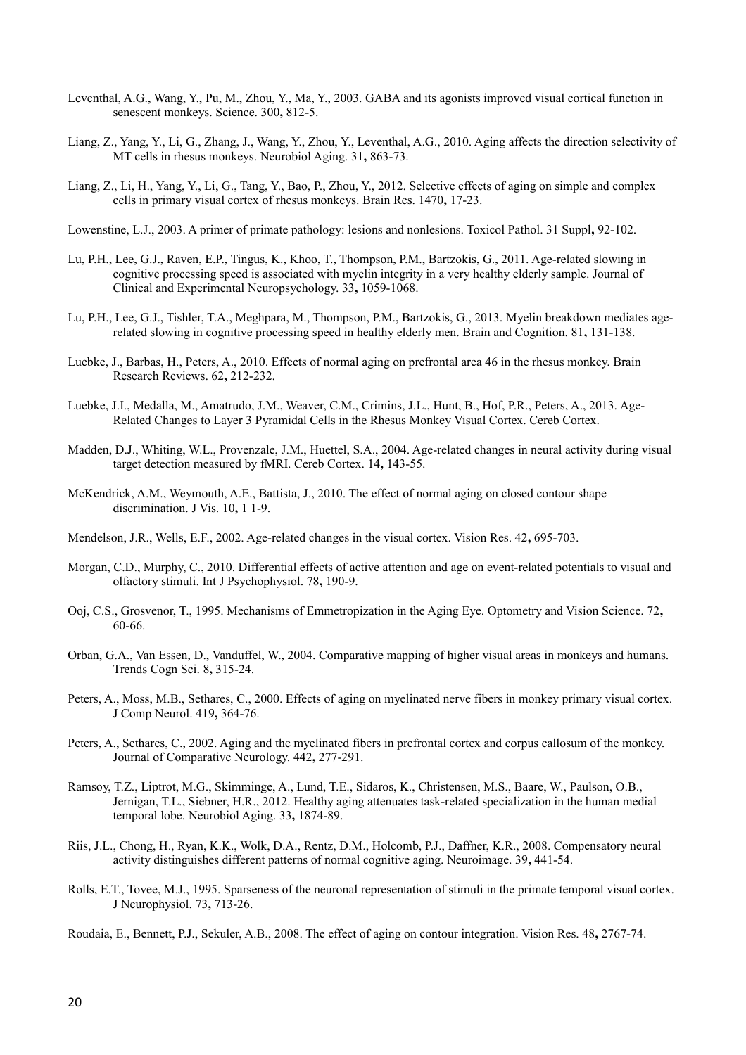Leventhal, A.G., Wang, Y., Pu, M., Zhou, Y., Ma, Y., 2003. GABA and its agonists improved visual cortical function in senescent monkeys. Science. 300**,** 812-5.

Liang, Z., Yang, Y., Li, G., Zhang, J., Wang, Y., Zhou, Y., Leventhal, A.G., 2010. Aging affects the direction selectivity of MT cells in rhesus monkeys. Neurobiol Aging. 31**,** 863-73.

Liang, Z., Li, H., Yang, Y., Li, G., Tang, Y., Bao, P., Zhou, Y., 2012. Selective effects of aging on simple and complex cells in primary visual cortex of rhesus monkeys. Brain Res. 1470**,** 17-23.

Lowenstine, L.J., 2003. A primer of primate pathology: lesions and nonlesions. Toxicol Pathol. 31 Suppl**,** 92-102.

Lu, P.H., Lee, G.J., Raven, E.P., Tingus, K., Khoo, T., Thompson, P.M., Bartzokis, G., 2011. Age-related slowing in cognitive processing speed is associated with myelin integrity in a very healthy elderly sample. Journal of Clinical and Experimental Neuropsychology. 33**,** 1059-1068.

Lu, P.H., Lee, G.J., Tishler, T.A., Meghpara, M., Thompson, P.M., Bartzokis, G., 2013. Myelin breakdown mediates age-related slowing in cognitive processing speed in healthy elderly men. Brain and Cognition. 81**,** 131-138.

Luebke, J., Barbas, H., Peters, A., 2010. Effects of normal aging on prefrontal area 46 in the rhesus monkey. Brain Research Reviews. 62**,** 212-232.

Luebke, J.I., Medalla, M., Amatrudo, J.M., Weaver, C.M., Crimins, J.L., Hunt, B., Hof, P.R., Peters, A., 2013. Age-Related Changes to Layer 3 Pyramidal Cells in the Rhesus Monkey Visual Cortex. Cereb Cortex.

Madden, D.J., Whiting, W.L., Provenzale, J.M., Huettel, S.A., 2004. Age-related changes in neural activity during visual target detection measured by fMRI. Cereb Cortex. 14**,** 143-55.

McKendrick, A.M., Weymouth, A.E., Battista, J., 2010. The effect of normal aging on closed contour shape discrimination. J Vis. 10**,** 1 1-9.

Mendelson, J.R., Wells, E.F., 2002. Age-related changes in the visual cortex. Vision Res. 42**,** 695-703.

Morgan, C.D., Murphy, C., 2010. Differential effects of active attention and age on event-related potentials to visual and olfactory stimuli. Int J Psychophysiol. 78**,** 190-9.

Ooj, C.S., Grosvenor, T., 1995. Mechanisms of Emmetropization in the Aging Eye. Optometry and Vision Science. 72**,** 60-66.

Orban, G.A., Van Essen, D., Vanduffel, W., 2004. Comparative mapping of higher visual areas in monkeys and humans. Trends Cogn Sci. 8**,** 315-24.

Peters, A., Moss, M.B., Sethares, C., 2000. Effects of aging on myelinated nerve fibers in monkey primary visual cortex. J Comp Neurol. 419**,** 364-76.

Peters, A., Sethares, C., 2002. Aging and the myelinated fibers in prefrontal cortex and corpus callosum of the monkey. Journal of Comparative Neurology. 442**,** 277-291.

Ramsoy, T.Z., Liptrot, M.G., Skimminge, A., Lund, T.E., Sidaros, K., Christensen, M.S., Baare, W., Paulson, O.B., Jernigan, T.L., Siebner, H.R., 2012. Healthy aging attenuates task-related specialization in the human medial temporal lobe. Neurobiol Aging. 33**,** 1874-89.

Riis, J.L., Chong, H., Ryan, K.K., Wolk, D.A., Rentz, D.M., Holcomb, P.J., Daffner, K.R., 2008. Compensatory neural activity distinguishes different patterns of normal cognitive aging. Neuroimage. 39**,** 441-54.

Rolls, E.T., Tovee, M.J., 1995. Sparseness of the neuronal representation of stimuli in the primate temporal visual cortex. J Neurophysiol. 73**,** 713-26.

Roudaia, E., Bennett, P.J., Sekuler, A.B., 2008. The effect of aging on contour integration. Vision Res. 48**,** 2767-74.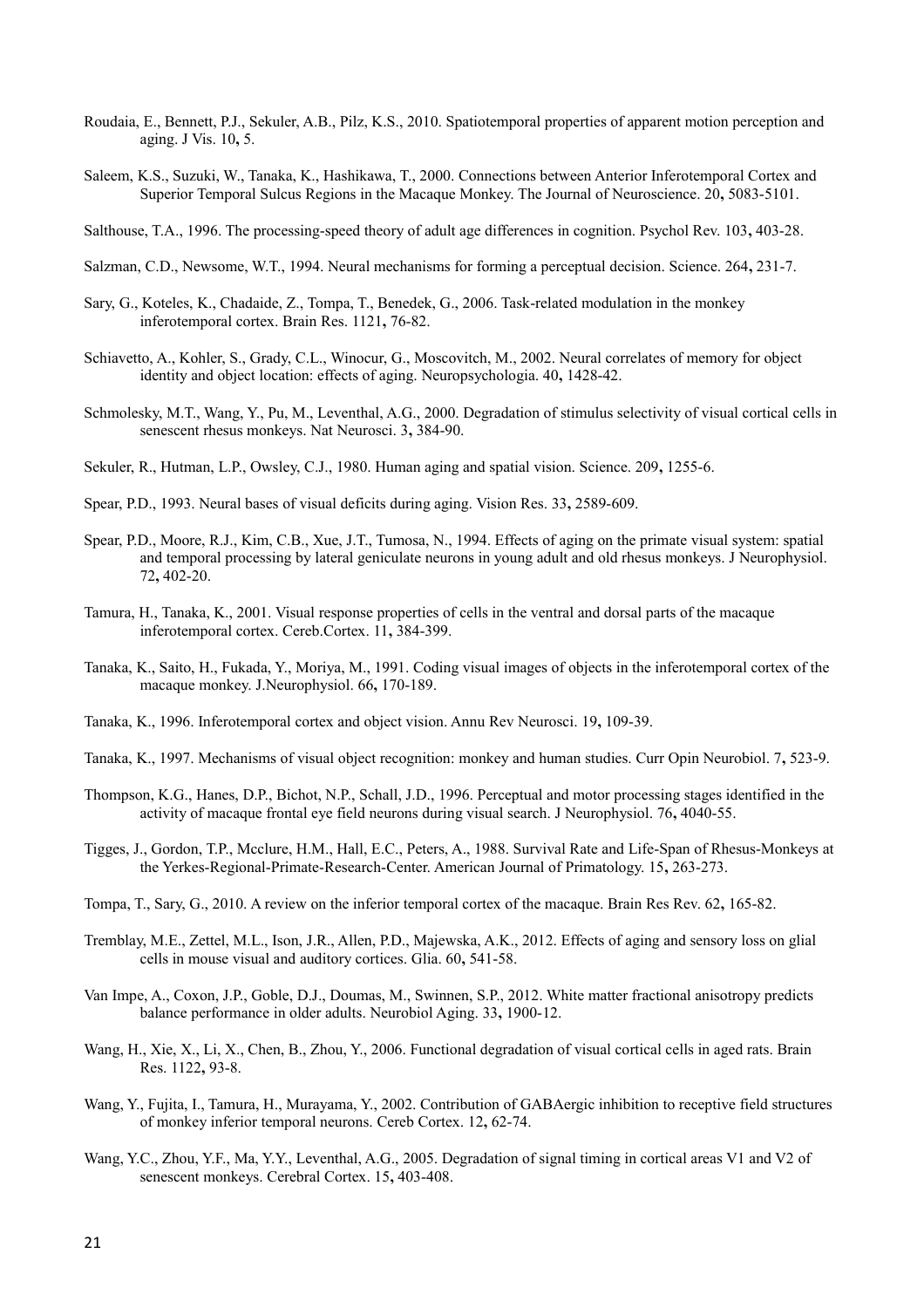Roudaia, E., Bennett, P.J., Sekuler, A.B., Pilz, K.S., 2010. Spatiotemporal properties of apparent motion perception and aging. J Vis. 10**,** 5.

Saleem, K.S., Suzuki, W., Tanaka, K., Hashikawa, T., 2000. Connections between Anterior Inferotemporal Cortex and Superior Temporal Sulcus Regions in the Macaque Monkey. The Journal of Neuroscience. 20**,** 5083-5101.

Salthouse, T.A., 1996. The processing-speed theory of adult age differences in cognition. Psychol Rev. 103**,** 403-28.

Salzman, C.D., Newsome, W.T., 1994. Neural mechanisms for forming a perceptual decision. Science. 264**,** 231-7.

Sary, G., Koteles, K., Chadaide, Z., Tompa, T., Benedek, G., 2006. Task-related modulation in the monkey inferotemporal cortex. Brain Res. 1121**,** 76-82.

Schiavetto, A., Kohler, S., Grady, C.L., Winocur, G., Moscovitch, M., 2002. Neural correlates of memory for object identity and object location: effects of aging. Neuropsychologia. 40**,** 1428-42.

Schmolesky, M.T., Wang, Y., Pu, M., Leventhal, A.G., 2000. Degradation of stimulus selectivity of visual cortical cells in senescent rhesus monkeys. Nat Neurosci. 3**,** 384-90.

Sekuler, R., Hutman, L.P., Owsley, C.J., 1980. Human aging and spatial vision. Science. 209**,** 1255-6.

Spear, P.D., 1993. Neural bases of visual deficits during aging. Vision Res. 33**,** 2589-609.

Spear, P.D., Moore, R.J., Kim, C.B., Xue, J.T., Tumosa, N., 1994. Effects of aging on the primate visual system: spatial and temporal processing by lateral geniculate neurons in young adult and old rhesus monkeys. J Neurophysiol. 72**,** 402-20.

Tamura, H., Tanaka, K., 2001. Visual response properties of cells in the ventral and dorsal parts of the macaque inferotemporal cortex. Cereb.Cortex. 11**,** 384-399.

Tanaka, K., Saito, H., Fukada, Y., Moriya, M., 1991. Coding visual images of objects in the inferotemporal cortex of the macaque monkey. J.Neurophysiol. 66**,** 170-189.

Tanaka, K., 1996. Inferotemporal cortex and object vision. Annu Rev Neurosci. 19**,** 109-39.

Tanaka, K., 1997. Mechanisms of visual object recognition: monkey and human studies. Curr Opin Neurobiol. 7**,** 523-9.

Thompson, K.G., Hanes, D.P., Bichot, N.P., Schall, J.D., 1996. Perceptual and motor processing stages identified in the activity of macaque frontal eye field neurons during visual search. J Neurophysiol. 76**,** 4040-55.

Tigges, J., Gordon, T.P., Mcclure, H.M., Hall, E.C., Peters, A., 1988. Survival Rate and Life-Span of Rhesus-Monkeys at the Yerkes-Regional-Primate-Research-Center. American Journal of Primatology. 15**,** 263-273.

Tompa, T., Sary, G., 2010. A review on the inferior temporal cortex of the macaque. Brain Res Rev. 62**,** 165-82.

Tremblay, M.E., Zettel, M.L., Ison, J.R., Allen, P.D., Majewska, A.K., 2012. Effects of aging and sensory loss on glial cells in mouse visual and auditory cortices. Glia. 60**,** 541-58.

Van Impe, A., Coxon, J.P., Goble, D.J., Doumas, M., Swinnen, S.P., 2012. White matter fractional anisotropy predicts balance performance in older adults. Neurobiol Aging. 33**,** 1900-12.

Wang, H., Xie, X., Li, X., Chen, B., Zhou, Y., 2006. Functional degradation of visual cortical cells in aged rats. Brain Res. 1122**,** 93-8.

Wang, Y., Fujita, I., Tamura, H., Murayama, Y., 2002. Contribution of GABAergic inhibition to receptive field structures of monkey inferior temporal neurons. Cereb Cortex. 12**,** 62-74.

Wang, Y.C., Zhou, Y.F., Ma, Y.Y., Leventhal, A.G., 2005. Degradation of signal timing in cortical areas V1 and V2 of senescent monkeys. Cerebral Cortex. 15**,** 403-408.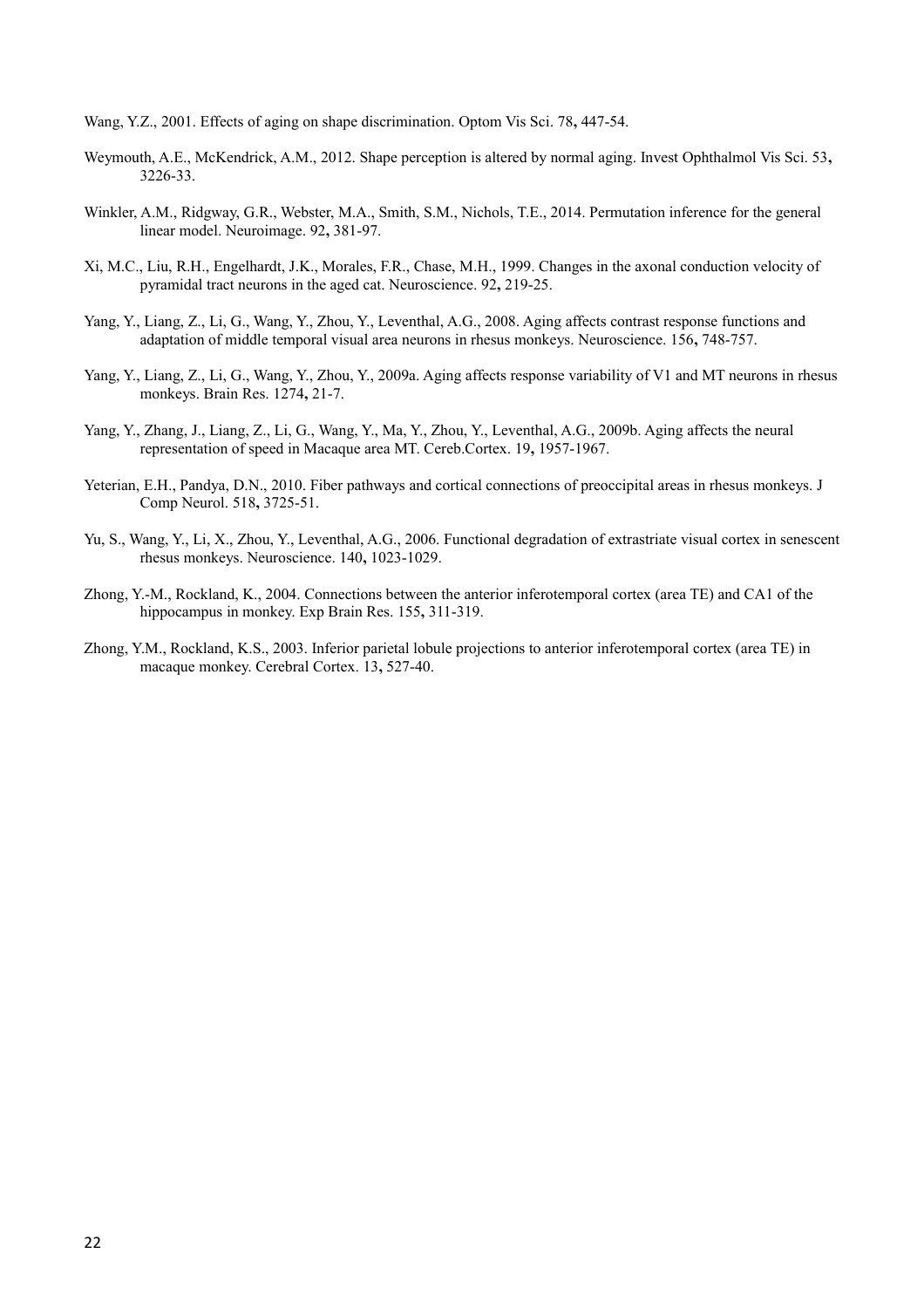Wang, Y.Z., 2001. Effects of aging on shape discrimination. Optom Vis Sci. 78**,** 447-54.

Weymouth, A.E., McKendrick, A.M., 2012. Shape perception is altered by normal aging. Invest Ophthalmol Vis Sci. 53**,** 3226-33.

Winkler, A.M., Ridgway, G.R., Webster, M.A., Smith, S.M., Nichols, T.E., 2014. Permutation inference for the general linear model. Neuroimage. 92**,** 381-97.

Xi, M.C., Liu, R.H., Engelhardt, J.K., Morales, F.R., Chase, M.H., 1999. Changes in the axonal conduction velocity of pyramidal tract neurons in the aged cat. Neuroscience. 92**,** 219-25.

Yang, Y., Liang, Z., Li, G., Wang, Y., Zhou, Y., Leventhal, A.G., 2008. Aging affects contrast response functions and adaptation of middle temporal visual area neurons in rhesus monkeys. Neuroscience. 156**,** 748-757.

Yang, Y., Liang, Z., Li, G., Wang, Y., Zhou, Y., 2009a. Aging affects response variability of V1 and MT neurons in rhesus monkeys. Brain Res. 1274**,** 21-7.

Yang, Y., Zhang, J., Liang, Z., Li, G., Wang, Y., Ma, Y., Zhou, Y., Leventhal, A.G., 2009b. Aging affects the neural representation of speed in Macaque area MT. Cereb.Cortex. 19**,** 1957-1967.

Yeterian, E.H., Pandya, D.N., 2010. Fiber pathways and cortical connections of preoccipital areas in rhesus monkeys. J Comp Neurol. 518**,** 3725-51.

Yu, S., Wang, Y., Li, X., Zhou, Y., Leventhal, A.G., 2006. Functional degradation of extrastriate visual cortex in senescent rhesus monkeys. Neuroscience. 140**,** 1023-1029.

Zhong, Y.-M., Rockland, K., 2004. Connections between the anterior inferotemporal cortex (area TE) and CA1 of the hippocampus in monkey. Exp Brain Res. 155**,** 311-319.

Zhong, Y.M., Rockland, K.S., 2003. Inferior parietal lobule projections to anterior inferotemporal cortex (area TE) in macaque monkey. Cerebral Cortex. 13**,** 527-40.